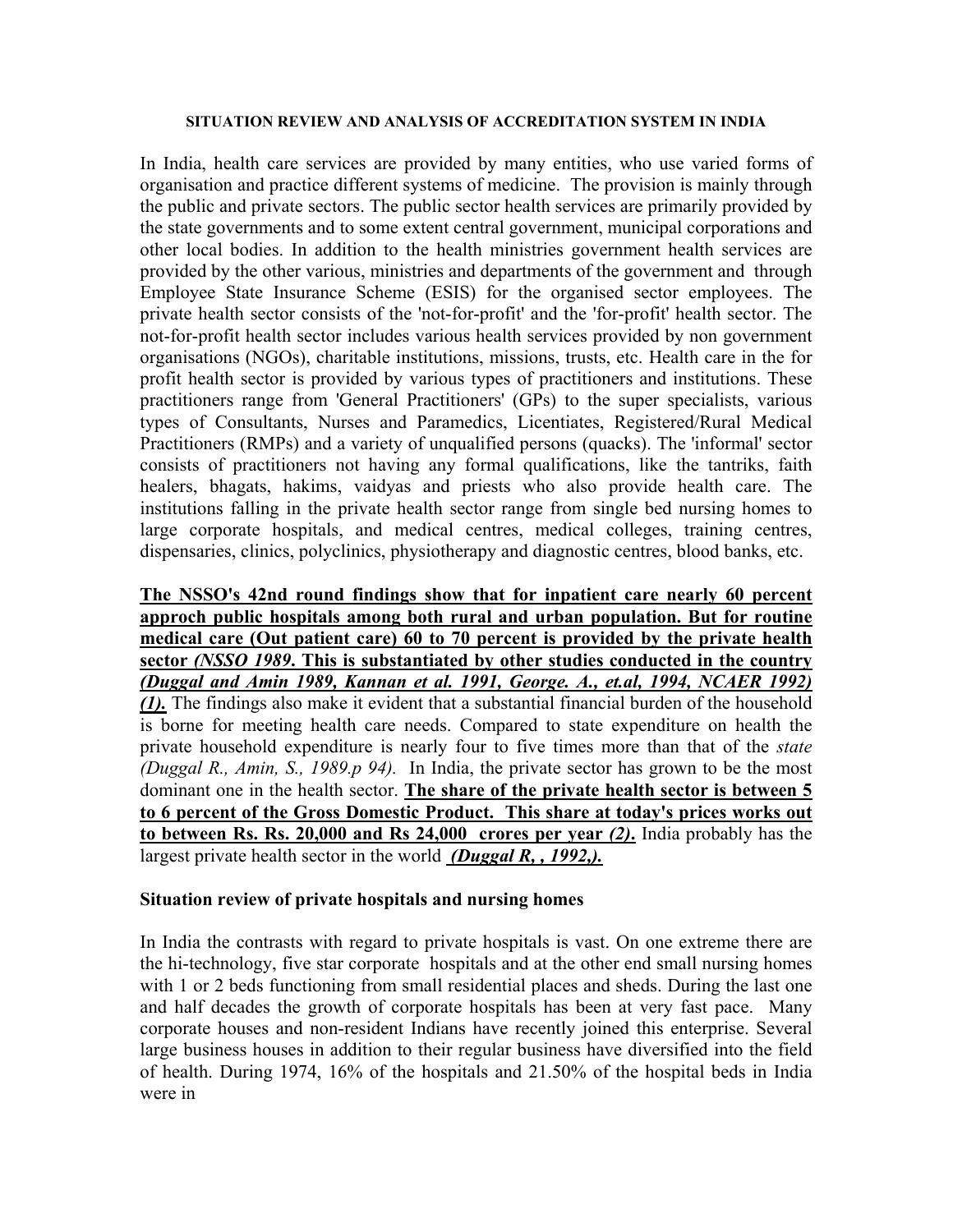**SITUATION REVIEW AND ANALYSIS OF ACCREDITATION SYSTEM IN INDIA**

In India, health care services are provided by many entities, who use varied forms of organisation and practice different systems of medicine. The provision is mainly through the public and private sectors. The public sector health services are primarily provided by the state governments and to some extent central government, municipal corporations and other local bodies. In addition to the health ministries government health services are provided by the other various, ministries and departments of the government and through Employee State Insurance Scheme (ESIS) for the organised sector employees. The private health sector consists of the 'not-for-profit' and the 'for-profit' health sector. The not-for-profit health sector includes various health services provided by non government organisations (NGOs), charitable institutions, missions, trusts, etc. Health care in the for profit health sector is provided by various types of practitioners and institutions. These practitioners range from 'General Practitioners' (GPs) to the super specialists, various types of Consultants, Nurses and Paramedics, Licentiates, Registered/Rural Medical Practitioners (RMPs) and a variety of unqualified persons (quacks). The 'informal' sector consists of practitioners not having any formal qualifications, like the tantriks, faith healers, bhagats, hakims, vaidyas and priests who also provide health care. The institutions falling in the private health sector range from single bed nursing homes to large corporate hospitals, and medical centres, medical colleges, training centres, dispensaries, clinics, polyclinics, physiotherapy and diagnostic centres, blood banks, etc.

**The NSSO's 42nd round findings show that for inpatient care nearly 60 percent approch public hospitals among both rural and urban population. But for routine medical care (Out patient care) 60 to 70 percent is provided by the private health sector *(NSSO 1989*. This is substantiated by other studies conducted in the country *(Duggal and Amin 1989, Kannan et al. 1991, George. A., et.al, 1994, NCAER 1992) (1).*** The findings also make it evident that a substantial financial burden of the household is borne for meeting health care needs. Compared to state expenditure on health the private household expenditure is nearly four to five times more than that of the *state (Duggal R., Amin, S., 1989.p 94).* In India, the private sector has grown to be the most dominant one in the health sector. **The share of the private health sector is between 5 to 6 percent of the Gross Domestic Product. This share at today's prices works out to between Rs. Rs. 20,000 and Rs 24,000 crores per year *(2)*.** India probably has the largest private health sector in the world ***(Duggal R, , 1992,).***

**Situation review of private hospitals and nursing homes**

In India the contrasts with regard to private hospitals is vast. On one extreme there are the hi-technology, five star corporate hospitals and at the other end small nursing homes with 1 or 2 beds functioning from small residential places and sheds. During the last one and half decades the growth of corporate hospitals has been at very fast pace. Many corporate houses and non-resident Indians have recently joined this enterprise. Several large business houses in addition to their regular business have diversified into the field of health. During 1974, 16% of the hospitals and 21.50% of the hospital beds in India were in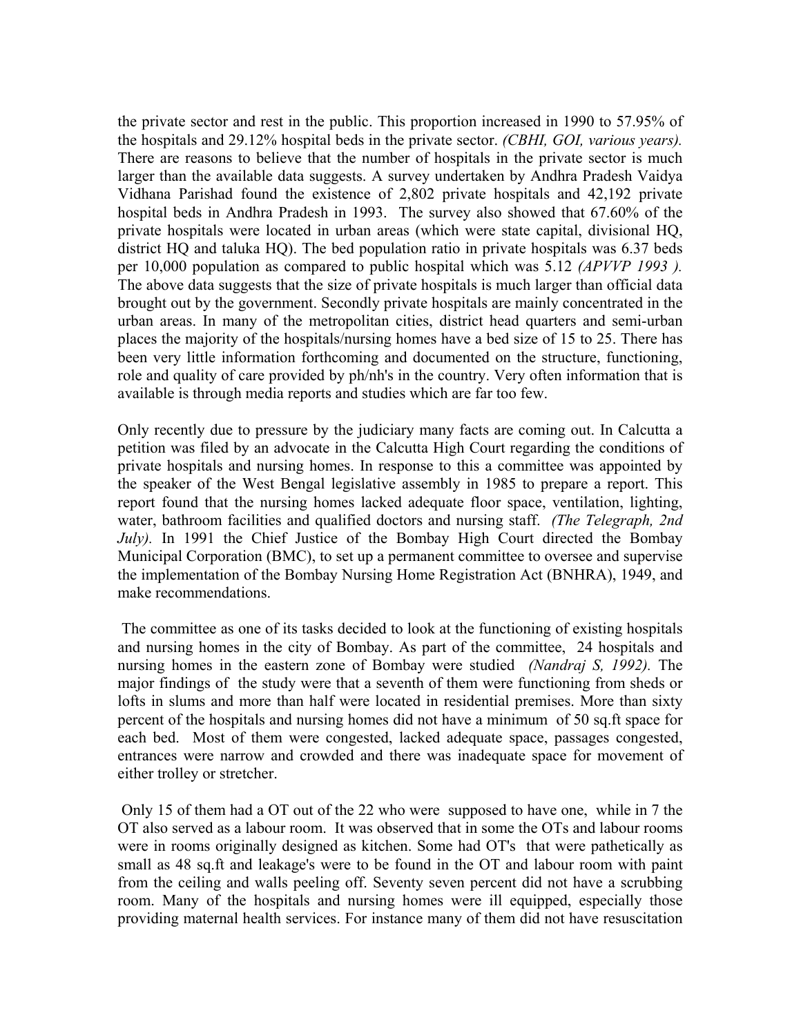the private sector and rest in the public. This proportion increased in 1990 to 57.95% of the hospitals and 29.12% hospital beds in the private sector. *(CBHI, GOI, various years).* There are reasons to believe that the number of hospitals in the private sector is much larger than the available data suggests. A survey undertaken by Andhra Pradesh Vaidya Vidhana Parishad found the existence of 2,802 private hospitals and 42,192 private hospital beds in Andhra Pradesh in 1993. The survey also showed that 67.60% of the private hospitals were located in urban areas (which were state capital, divisional HQ, district HQ and taluka HQ). The bed population ratio in private hospitals was 6.37 beds per 10,000 population as compared to public hospital which was 5.12 *(APVVP 1993 ).* The above data suggests that the size of private hospitals is much larger than official data brought out by the government. Secondly private hospitals are mainly concentrated in the urban areas. In many of the metropolitan cities, district head quarters and semi-urban places the majority of the hospitals/nursing homes have a bed size of 15 to 25. There has been very little information forthcoming and documented on the structure, functioning, role and quality of care provided by ph/nh's in the country. Very often information that is available is through media reports and studies which are far too few.

Only recently due to pressure by the judiciary many facts are coming out. In Calcutta a petition was filed by an advocate in the Calcutta High Court regarding the conditions of private hospitals and nursing homes. In response to this a committee was appointed by the speaker of the West Bengal legislative assembly in 1985 to prepare a report. This report found that the nursing homes lacked adequate floor space, ventilation, lighting, water, bathroom facilities and qualified doctors and nursing staff. *(The Telegraph, 2nd July).* In 1991 the Chief Justice of the Bombay High Court directed the Bombay Municipal Corporation (BMC), to set up a permanent committee to oversee and supervise the implementation of the Bombay Nursing Home Registration Act (BNHRA), 1949, and make recommendations.

The committee as one of its tasks decided to look at the functioning of existing hospitals and nursing homes in the city of Bombay. As part of the committee, 24 hospitals and nursing homes in the eastern zone of Bombay were studied *(Nandraj S, 1992).* The major findings of the study were that a seventh of them were functioning from sheds or lofts in slums and more than half were located in residential premises. More than sixty percent of the hospitals and nursing homes did not have a minimum of 50 sq.ft space for each bed. Most of them were congested, lacked adequate space, passages congested, entrances were narrow and crowded and there was inadequate space for movement of either trolley or stretcher.

Only 15 of them had a OT out of the 22 who were supposed to have one, while in 7 the OT also served as a labour room. It was observed that in some the OTs and labour rooms were in rooms originally designed as kitchen. Some had OT's that were pathetically as small as 48 sq.ft and leakage's were to be found in the OT and labour room with paint from the ceiling and walls peeling off. Seventy seven percent did not have a scrubbing room. Many of the hospitals and nursing homes were ill equipped, especially those providing maternal health services. For instance many of them did not have resuscitation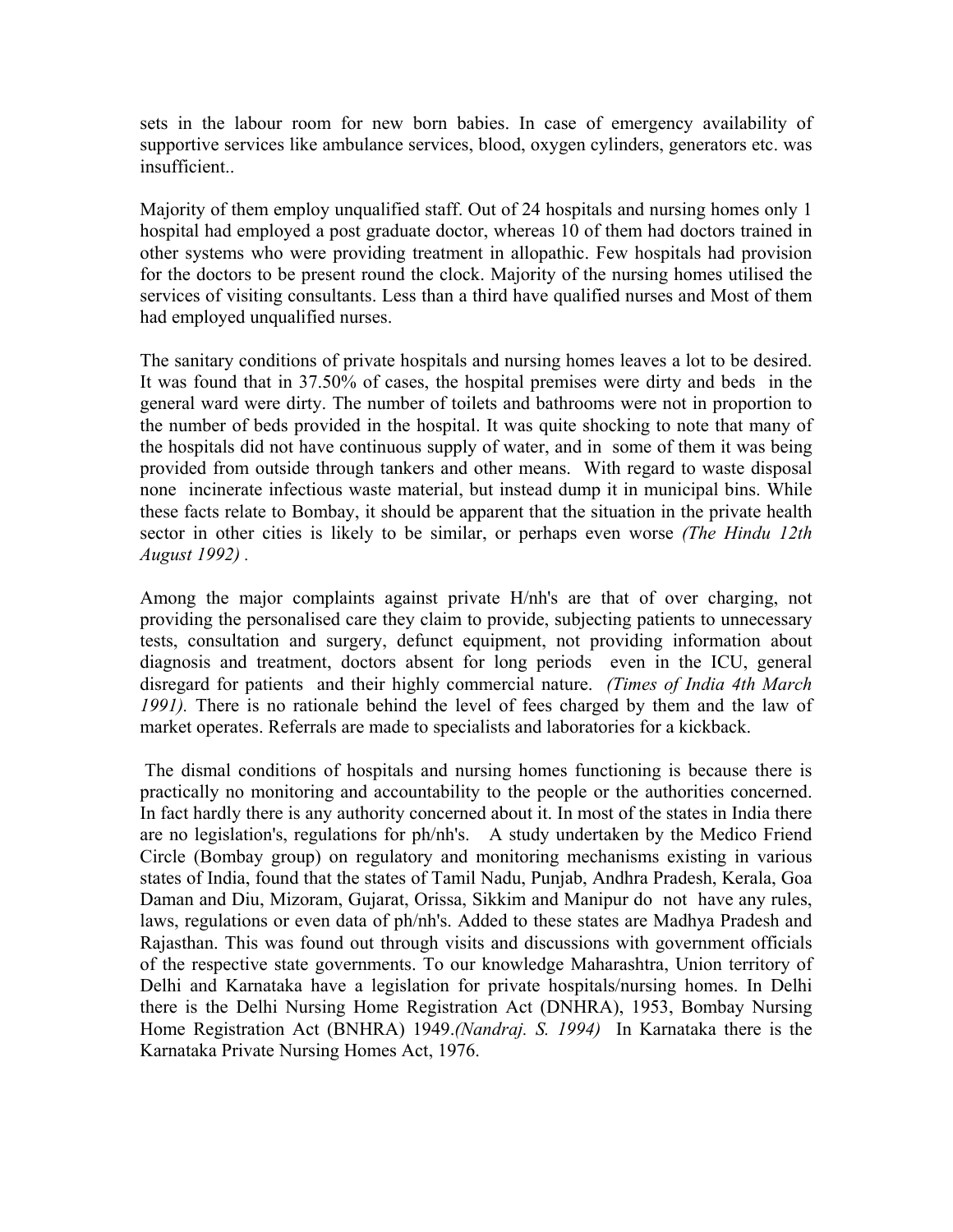sets in the labour room for new born babies. In case of emergency availability of supportive services like ambulance services, blood, oxygen cylinders, generators etc. was insufficient..

Majority of them employ unqualified staff. Out of 24 hospitals and nursing homes only 1 hospital had employed a post graduate doctor, whereas 10 of them had doctors trained in other systems who were providing treatment in allopathic. Few hospitals had provision for the doctors to be present round the clock. Majority of the nursing homes utilised the services of visiting consultants. Less than a third have qualified nurses and Most of them had employed unqualified nurses.

The sanitary conditions of private hospitals and nursing homes leaves a lot to be desired. It was found that in 37.50% of cases, the hospital premises were dirty and beds in the general ward were dirty. The number of toilets and bathrooms were not in proportion to the number of beds provided in the hospital. It was quite shocking to note that many of the hospitals did not have continuous supply of water, and in some of them it was being provided from outside through tankers and other means. With regard to waste disposal none incinerate infectious waste material, but instead dump it in municipal bins. While these facts relate to Bombay, it should be apparent that the situation in the private health sector in other cities is likely to be similar, or perhaps even worse *(The Hindu 12th August 1992)* .

Among the major complaints against private H/nh's are that of over charging, not providing the personalised care they claim to provide, subjecting patients to unnecessary tests, consultation and surgery, defunct equipment, not providing information about diagnosis and treatment, doctors absent for long periods even in the ICU, general disregard for patients and their highly commercial nature. *(Times of India 4th March 1991).* There is no rationale behind the level of fees charged by them and the law of market operates. Referrals are made to specialists and laboratories for a kickback.

The dismal conditions of hospitals and nursing homes functioning is because there is practically no monitoring and accountability to the people or the authorities concerned. In fact hardly there is any authority concerned about it. In most of the states in India there are no legislation's, regulations for ph/nh's. A study undertaken by the Medico Friend Circle (Bombay group) on regulatory and monitoring mechanisms existing in various states of India, found that the states of Tamil Nadu, Punjab, Andhra Pradesh, Kerala, Goa Daman and Diu, Mizoram, Gujarat, Orissa, Sikkim and Manipur do not have any rules, laws, regulations or even data of ph/nh's. Added to these states are Madhya Pradesh and Rajasthan. This was found out through visits and discussions with government officials of the respective state governments. To our knowledge Maharashtra, Union territory of Delhi and Karnataka have a legislation for private hospitals/nursing homes. In Delhi there is the Delhi Nursing Home Registration Act (DNHRA), 1953, Bombay Nursing Home Registration Act (BNHRA) 1949.*(Nandraj. S. 1994)* In Karnataka there is the Karnataka Private Nursing Homes Act, 1976.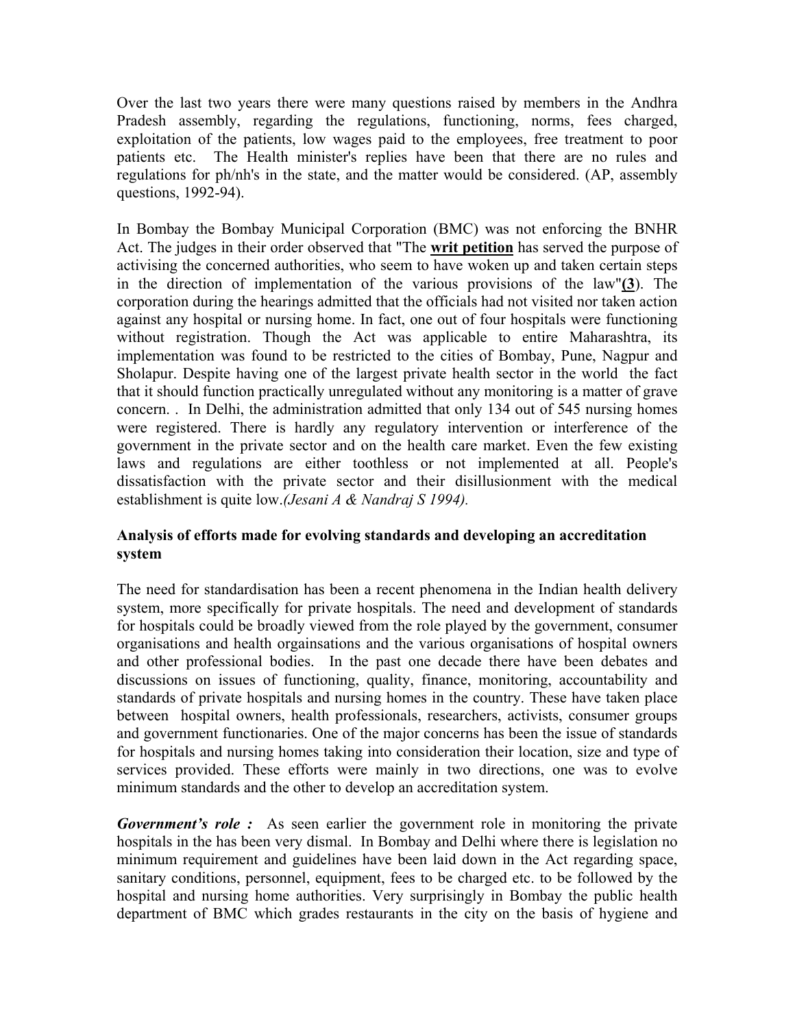Over the last two years there were many questions raised by members in the Andhra Pradesh assembly, regarding the regulations, functioning, norms, fees charged, exploitation of the patients, low wages paid to the employees, free treatment to poor patients etc. The Health minister's replies have been that there are no rules and regulations for ph/nh's in the state, and the matter would be considered. (AP, assembly questions, 1992-94).

In Bombay the Bombay Municipal Corporation (BMC) was not enforcing the BNHR Act. The judges in their order observed that "The **writ petition** has served the purpose of activising the concerned authorities, who seem to have woken up and taken certain steps in the direction of implementation of the various provisions of the law"**(3**). The corporation during the hearings admitted that the officials had not visited nor taken action against any hospital or nursing home. In fact, one out of four hospitals were functioning without registration. Though the Act was applicable to entire Maharashtra, its implementation was found to be restricted to the cities of Bombay, Pune, Nagpur and Sholapur. Despite having one of the largest private health sector in the world the fact that it should function practically unregulated without any monitoring is a matter of grave concern. . In Delhi, the administration admitted that only 134 out of 545 nursing homes were registered. There is hardly any regulatory intervention or interference of the government in the private sector and on the health care market. Even the few existing laws and regulations are either toothless or not implemented at all. People's dissatisfaction with the private sector and their disillusionment with the medical establishment is quite low.*(Jesani A & Nandraj S 1994).*

### Analysis of efforts made for evolving standards and developing an accreditation system

The need for standardisation has been a recent phenomena in the Indian health delivery system, more specifically for private hospitals. The need and development of standards for hospitals could be broadly viewed from the role played by the government, consumer organisations and health orgainsations and the various organisations of hospital owners and other professional bodies. In the past one decade there have been debates and discussions on issues of functioning, quality, finance, monitoring, accountability and standards of private hospitals and nursing homes in the country. These have taken place between hospital owners, health professionals, researchers, activists, consumer groups and government functionaries. One of the major concerns has been the issue of standards for hospitals and nursing homes taking into consideration their location, size and type of services provided. These efforts were mainly in two directions, one was to evolve minimum standards and the other to develop an accreditation system.

***Government's role :*** As seen earlier the government role in monitoring the private hospitals in the has been very dismal. In Bombay and Delhi where there is legislation no minimum requirement and guidelines have been laid down in the Act regarding space, sanitary conditions, personnel, equipment, fees to be charged etc. to be followed by the hospital and nursing home authorities. Very surprisingly in Bombay the public health department of BMC which grades restaurants in the city on the basis of hygiene and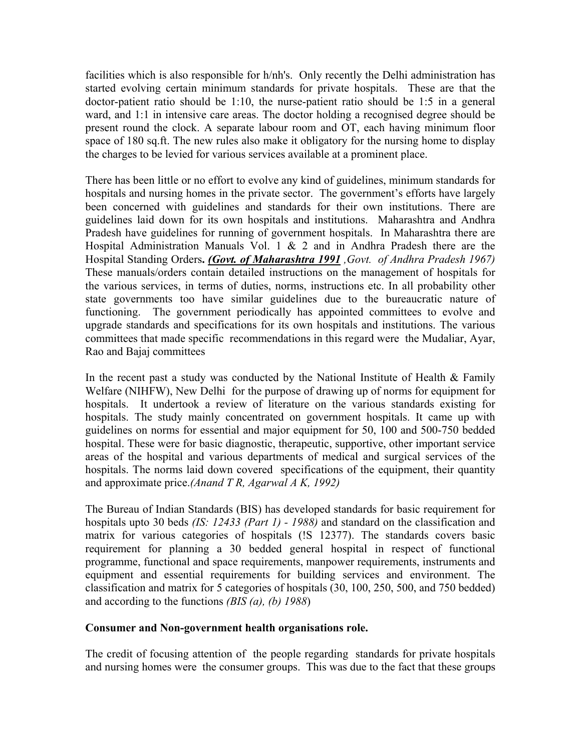facilities which is also responsible for h/nh's. Only recently the Delhi administration has started evolving certain minimum standards for private hospitals. These are that the doctor-patient ratio should be 1:10, the nurse-patient ratio should be 1:5 in a general ward, and 1:1 in intensive care areas. The doctor holding a recognised degree should be present round the clock. A separate labour room and OT, each having minimum floor space of 180 sq.ft. The new rules also make it obligatory for the nursing home to display the charges to be levied for various services available at a prominent place.

There has been little or no effort to evolve any kind of guidelines, minimum standards for hospitals and nursing homes in the private sector. The government's efforts have largely been concerned with guidelines and standards for their own institutions. There are guidelines laid down for its own hospitals and institutions. Maharashtra and Andhra Pradesh have guidelines for running of government hospitals. In Maharashtra there are Hospital Administration Manuals Vol. 1 & 2 and in Andhra Pradesh there are the Hospital Standing Orders**.** ***(Govt. of Maharashtra 1991*** *,Govt. of Andhra Pradesh 1967)* These manuals/orders contain detailed instructions on the management of hospitals for the various services, in terms of duties, norms, instructions etc. In all probability other state governments too have similar guidelines due to the bureaucratic nature of functioning. The government periodically has appointed committees to evolve and upgrade standards and specifications for its own hospitals and institutions. The various committees that made specific recommendations in this regard were the Mudaliar, Ayar, Rao and Bajaj committees

In the recent past a study was conducted by the National Institute of Health & Family Welfare (NIHFW), New Delhi for the purpose of drawing up of norms for equipment for hospitals. It undertook a review of literature on the various standards existing for hospitals. The study mainly concentrated on government hospitals. It came up with guidelines on norms for essential and major equipment for 50, 100 and 500-750 bedded hospital. These were for basic diagnostic, therapeutic, supportive, other important service areas of the hospital and various departments of medical and surgical services of the hospitals. The norms laid down covered specifications of the equipment, their quantity and approximate price.*(Anand T R, Agarwal A K, 1992)*

The Bureau of Indian Standards (BIS) has developed standards for basic requirement for hospitals upto 30 beds *(IS: 12433 (Part 1) - 1988)* and standard on the classification and matrix for various categories of hospitals (!S 12377). The standards covers basic requirement for planning a 30 bedded general hospital in respect of functional programme, functional and space requirements, manpower requirements, instruments and equipment and essential requirements for building services and environment. The classification and matrix for 5 categories of hospitals (30, 100, 250, 500, and 750 bedded) and according to the functions *(BIS (a), (b) 1988*)

**Consumer and Non-government health organisations role.**

The credit of focusing attention of the people regarding standards for private hospitals and nursing homes were the consumer groups. This was due to the fact that these groups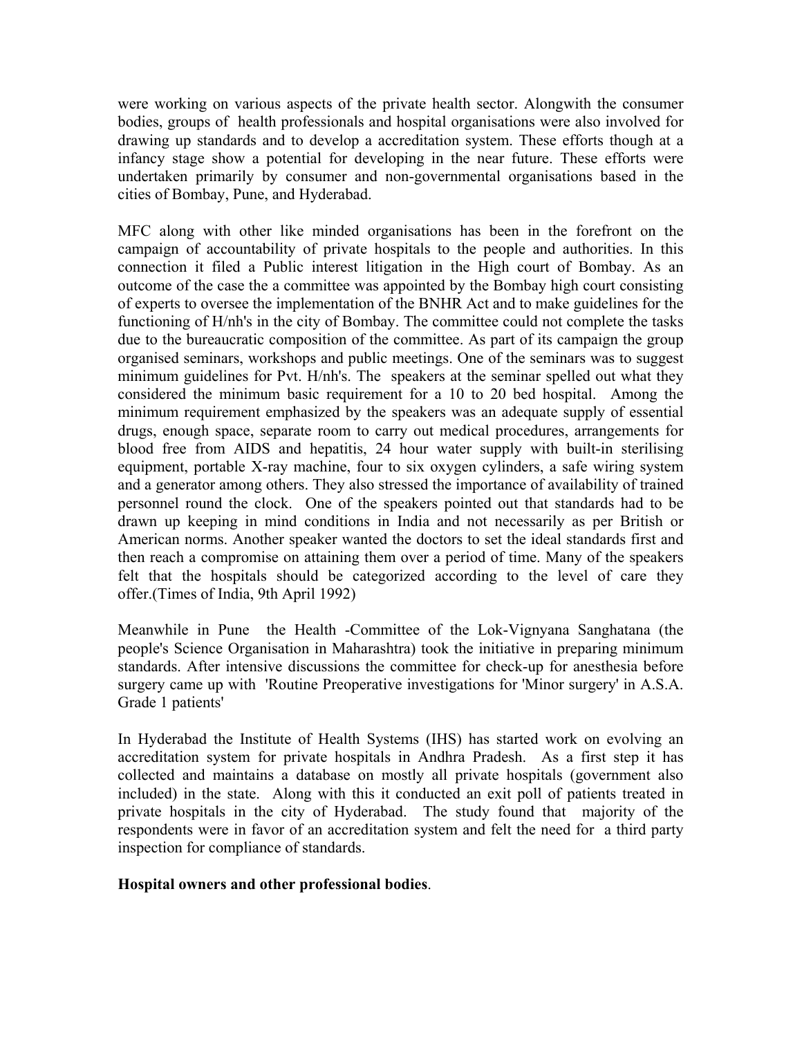were working on various aspects of the private health sector. Alongwith the consumer bodies, groups of health professionals and hospital organisations were also involved for drawing up standards and to develop a accreditation system. These efforts though at a infancy stage show a potential for developing in the near future. These efforts were undertaken primarily by consumer and non-governmental organisations based in the cities of Bombay, Pune, and Hyderabad.

MFC along with other like minded organisations has been in the forefront on the campaign of accountability of private hospitals to the people and authorities. In this connection it filed a Public interest litigation in the High court of Bombay. As an outcome of the case the a committee was appointed by the Bombay high court consisting of experts to oversee the implementation of the BNHR Act and to make guidelines for the functioning of H/nh's in the city of Bombay. The committee could not complete the tasks due to the bureaucratic composition of the committee. As part of its campaign the group organised seminars, workshops and public meetings. One of the seminars was to suggest minimum guidelines for Pvt. H/nh's. The speakers at the seminar spelled out what they considered the minimum basic requirement for a 10 to 20 bed hospital. Among the minimum requirement emphasized by the speakers was an adequate supply of essential drugs, enough space, separate room to carry out medical procedures, arrangements for blood free from AIDS and hepatitis, 24 hour water supply with built-in sterilising equipment, portable X-ray machine, four to six oxygen cylinders, a safe wiring system and a generator among others. They also stressed the importance of availability of trained personnel round the clock. One of the speakers pointed out that standards had to be drawn up keeping in mind conditions in India and not necessarily as per British or American norms. Another speaker wanted the doctors to set the ideal standards first and then reach a compromise on attaining them over a period of time. Many of the speakers felt that the hospitals should be categorized according to the level of care they offer.(Times of India, 9th April 1992)

Meanwhile in Pune the Health -Committee of the Lok-Vignyana Sanghatana (the people's Science Organisation in Maharashtra) took the initiative in preparing minimum standards. After intensive discussions the committee for check-up for anesthesia before surgery came up with 'Routine Preoperative investigations for 'Minor surgery' in A.S.A. Grade 1 patients'

In Hyderabad the Institute of Health Systems (IHS) has started work on evolving an accreditation system for private hospitals in Andhra Pradesh. As a first step it has collected and maintains a database on mostly all private hospitals (government also included) in the state. Along with this it conducted an exit poll of patients treated in private hospitals in the city of Hyderabad. The study found that majority of the respondents were in favor of an accreditation system and felt the need for a third party inspection for compliance of standards.

**Hospital owners and other professional bodies**.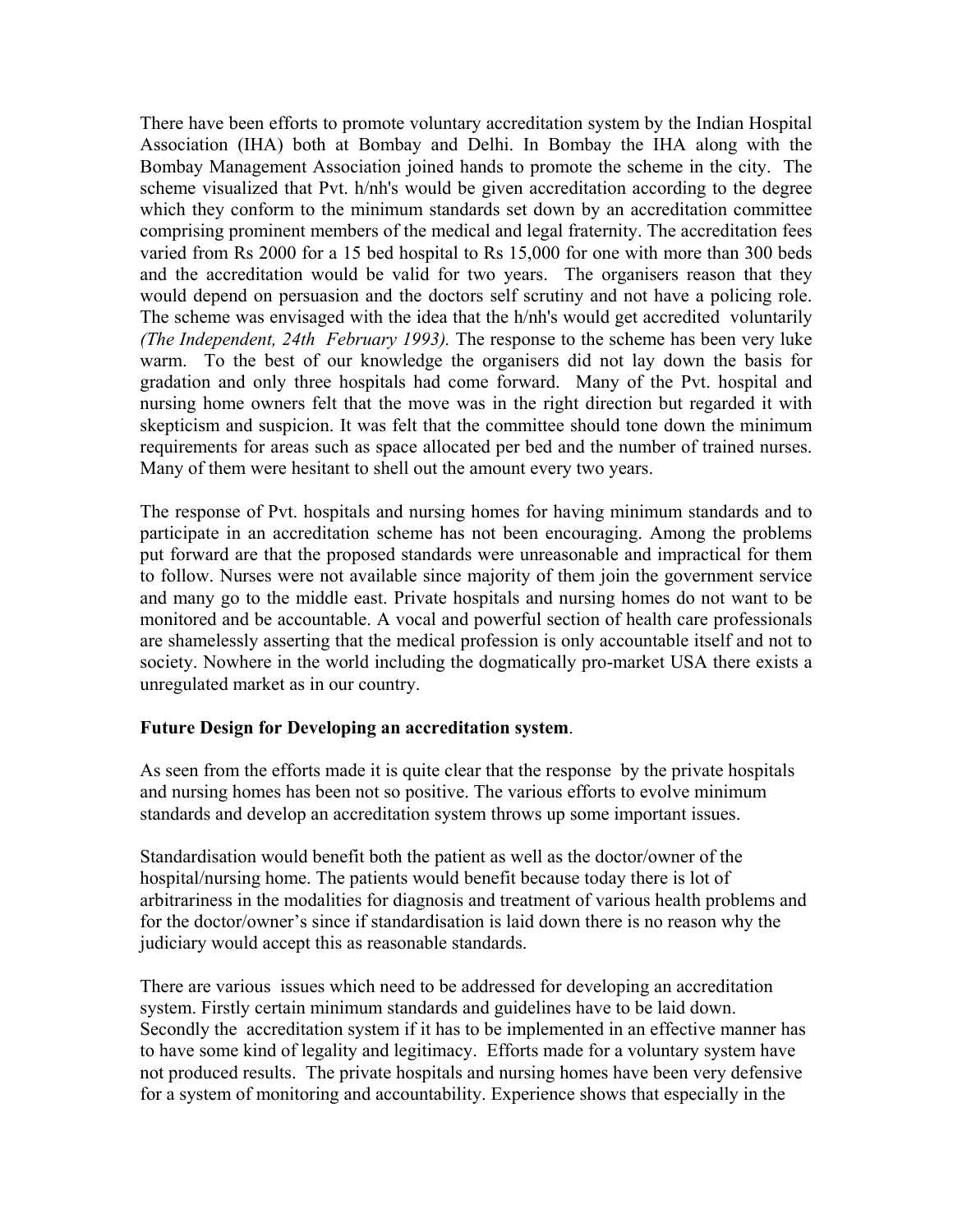There have been efforts to promote voluntary accreditation system by the Indian Hospital Association (IHA) both at Bombay and Delhi. In Bombay the IHA along with the Bombay Management Association joined hands to promote the scheme in the city. The scheme visualized that Pvt. h/nh's would be given accreditation according to the degree which they conform to the minimum standards set down by an accreditation committee comprising prominent members of the medical and legal fraternity. The accreditation fees varied from Rs 2000 for a 15 bed hospital to Rs 15,000 for one with more than 300 beds and the accreditation would be valid for two years. The organisers reason that they would depend on persuasion and the doctors self scrutiny and not have a policing role. The scheme was envisaged with the idea that the h/nh's would get accredited voluntarily *(The Independent, 24th February 1993).* The response to the scheme has been very luke warm. To the best of our knowledge the organisers did not lay down the basis for gradation and only three hospitals had come forward. Many of the Pvt. hospital and nursing home owners felt that the move was in the right direction but regarded it with skepticism and suspicion. It was felt that the committee should tone down the minimum requirements for areas such as space allocated per bed and the number of trained nurses. Many of them were hesitant to shell out the amount every two years.

The response of Pvt. hospitals and nursing homes for having minimum standards and to participate in an accreditation scheme has not been encouraging. Among the problems put forward are that the proposed standards were unreasonable and impractical for them to follow. Nurses were not available since majority of them join the government service and many go to the middle east. Private hospitals and nursing homes do not want to be monitored and be accountable. A vocal and powerful section of health care professionals are shamelessly asserting that the medical profession is only accountable itself and not to society. Nowhere in the world including the dogmatically pro-market USA there exists a unregulated market as in our country.

**Future Design for Developing an accreditation system**.

As seen from the efforts made it is quite clear that the response by the private hospitals and nursing homes has been not so positive. The various efforts to evolve minimum standards and develop an accreditation system throws up some important issues.

Standardisation would benefit both the patient as well as the doctor/owner of the hospital/nursing home. The patients would benefit because today there is lot of arbitrariness in the modalities for diagnosis and treatment of various health problems and for the doctor/owner's since if standardisation is laid down there is no reason why the judiciary would accept this as reasonable standards.

There are various issues which need to be addressed for developing an accreditation system. Firstly certain minimum standards and guidelines have to be laid down. Secondly the accreditation system if it has to be implemented in an effective manner has to have some kind of legality and legitimacy. Efforts made for a voluntary system have not produced results. The private hospitals and nursing homes have been very defensive for a system of monitoring and accountability. Experience shows that especially in the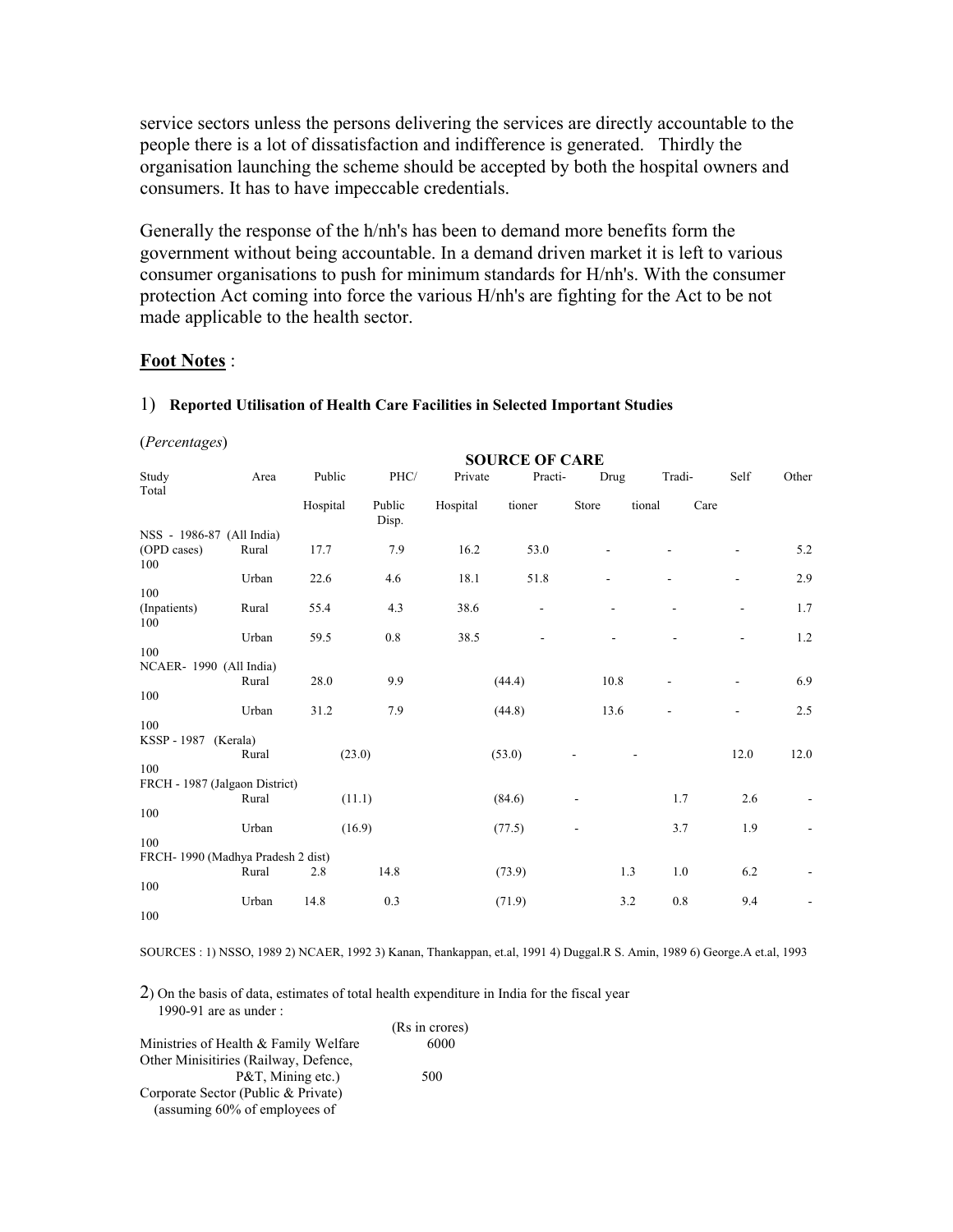service sectors unless the persons delivering the services are directly accountable to the people there is a lot of dissatisfaction and indifference is generated. Thirdly the organisation launching the scheme should be accepted by both the hospital owners and consumers. It has to have impeccable credentials.

Generally the response of the h/nh's has been to demand more benefits form the government without being accountable. In a demand driven market it is left to various consumer organisations to push for minimum standards for H/nh's. With the consumer protection Act coming into force the various H/nh's are fighting for the Act to be not made applicable to the health sector.

## <u>Foot Notes</u> :

1) **Reported Utilisation of Health Care Facilities in Selected Important Studies**

(*Percentages*)

| Study | Area | SOURCE OF CARE | | | | | | | | |
|---|---|---|---|---|---|---|---|---|---|---|
| | | Public Hospital | PHC/ Public Disp. | Private Hospital | Practi- tioner | Drug Store | Tradi- tional | Self Care | Other | Total |
| NSS - 1986-87 (All India) | | | | | | | | | | |
| (OPD cases) | Rural | 17.7 | 7.9 | 16.2 | 53.0 | - | - | - | 5.2 | 100 |
| | Urban | 22.6 | 4.6 | 18.1 | 51.8 | - | - | - | 2.9 | 100 |
| (Inpatients) | Rural | 55.4 | 4.3 | 38.6 | - | - | - | - | 1.7 | 100 |
| | Urban | 59.5 | 0.8 | 38.5 | - | - | - | - | 1.2 | 100 |
| NCAER- 1990 (All India) | | | | | | | | | | |
| | Rural | 28.0 | 9.9 | (44.4) | | 10.8 | - | - | 6.9 | 100 |
| | Urban | 31.2 | 7.9 | (44.8) | | 13.6 | - | - | 2.5 | 100 |
| KSSP - 1987 (Kerala) | | | | | | | | | | |
| | Rural | (23.0) | | (53.0) | | - | - | 12.0 | 12.0 | 100 |
| FRCH - 1987 (Jalgaon District) | | | | | | | | | | |
| | Rural | (11.1) | | (84.6) | | - | 1.7 | 2.6 | - | 100 |
| | Urban | (16.9) | | (77.5) | | - | 3.7 | 1.9 | - | 100 |
| FRCH- 1990 (Madhya Pradesh 2 dist) | | | | | | | | | | |
| | Rural | 2.8 | 14.8 | (73.9) | | 1.3 | 1.0 | 6.2 | - | 100 |
| | Urban | 14.8 | 0.3 | (71.9) | | 3.2 | 0.8 | 9.4 | - | 100 |

SOURCES : 1) NSSO, 1989 2) NCAER, 1992 3) Kanan, Thankappan, et.al, 1991 4) Duggal.R S. Amin, 1989 6) George.A et.al, 1993

2) On the basis of data, estimates of total health expenditure in India for the fiscal year 1990-91 are as under :

| | (Rs in crores) |
|---|---|
| Ministries of Health & Family Welfare | 6000 |
| Other Minisitiries (Railway, Defence, P&T, Mining etc.) | 500 |
| Corporate Sector (Public & Private) (assuming 60% of employees of | |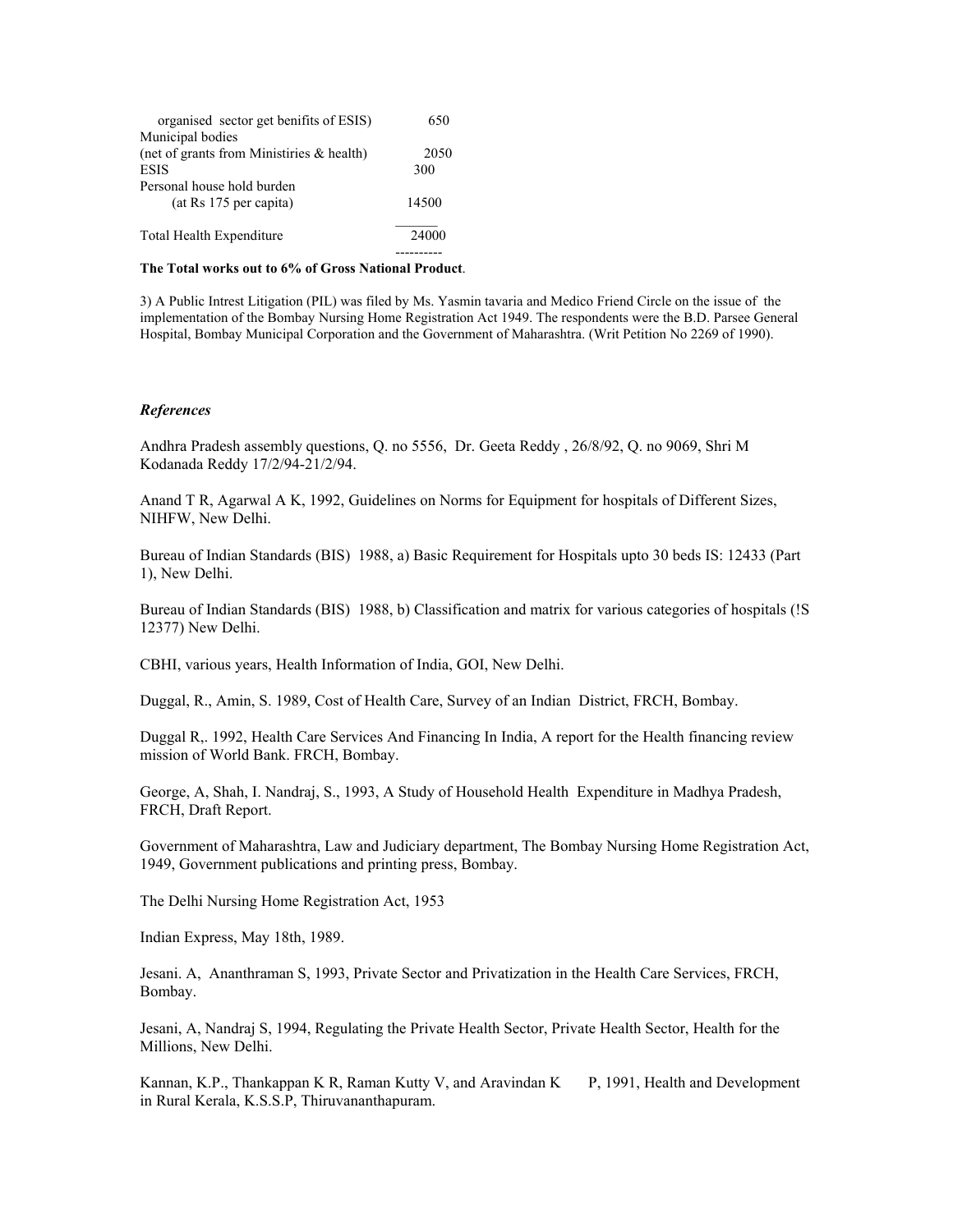| | |
|---|---|
| organised sector get benifits of ESIS) | 650 |
| Municipal bodies | |
| (net of grants from Ministiries & health) | 2050 |
| ESIS | 300 |
| Personal house hold burden | |
| (at Rs 175 per capita) | 14500 |
| Total Health Expenditure | 24000 |

**The Total works out to 6% of Gross National Product**.

3) A Public Intrest Litigation (PIL) was filed by Ms. Yasmin tavaria and Medico Friend Circle on the issue of the implementation of the Bombay Nursing Home Registration Act 1949. The respondents were the B.D. Parsee General Hospital, Bombay Municipal Corporation and the Government of Maharashtra. (Writ Petition No 2269 of 1990).

***References***

Andhra Pradesh assembly questions, Q. no 5556, Dr. Geeta Reddy , 26/8/92, Q. no 9069, Shri M Kodanada Reddy 17/2/94-21/2/94.

Anand T R, Agarwal A K, 1992, Guidelines on Norms for Equipment for hospitals of Different Sizes, NIHFW, New Delhi.

Bureau of Indian Standards (BIS) 1988, a) Basic Requirement for Hospitals upto 30 beds IS: 12433 (Part 1), New Delhi.

Bureau of Indian Standards (BIS) 1988, b) Classification and matrix for various categories of hospitals (!S 12377) New Delhi.

CBHI, various years, Health Information of India, GOI, New Delhi.

Duggal, R., Amin, S. 1989, Cost of Health Care, Survey of an Indian District, FRCH, Bombay.

Duggal R,. 1992, Health Care Services And Financing In India, A report for the Health financing review mission of World Bank. FRCH, Bombay.

George, A, Shah, I. Nandraj, S., 1993, A Study of Household Health Expenditure in Madhya Pradesh, FRCH, Draft Report.

Government of Maharashtra, Law and Judiciary department, The Bombay Nursing Home Registration Act, 1949, Government publications and printing press, Bombay.

The Delhi Nursing Home Registration Act, 1953

Indian Express, May 18th, 1989.

Jesani. A, Ananthraman S, 1993, Private Sector and Privatization in the Health Care Services, FRCH, Bombay.

Jesani, A, Nandraj S, 1994, Regulating the Private Health Sector, Private Health Sector, Health for the Millions, New Delhi.

Kannan, K.P., Thankappan K R, Raman Kutty V, and Aravindan K P, 1991, Health and Development in Rural Kerala, K.S.S.P, Thiruvananthapuram.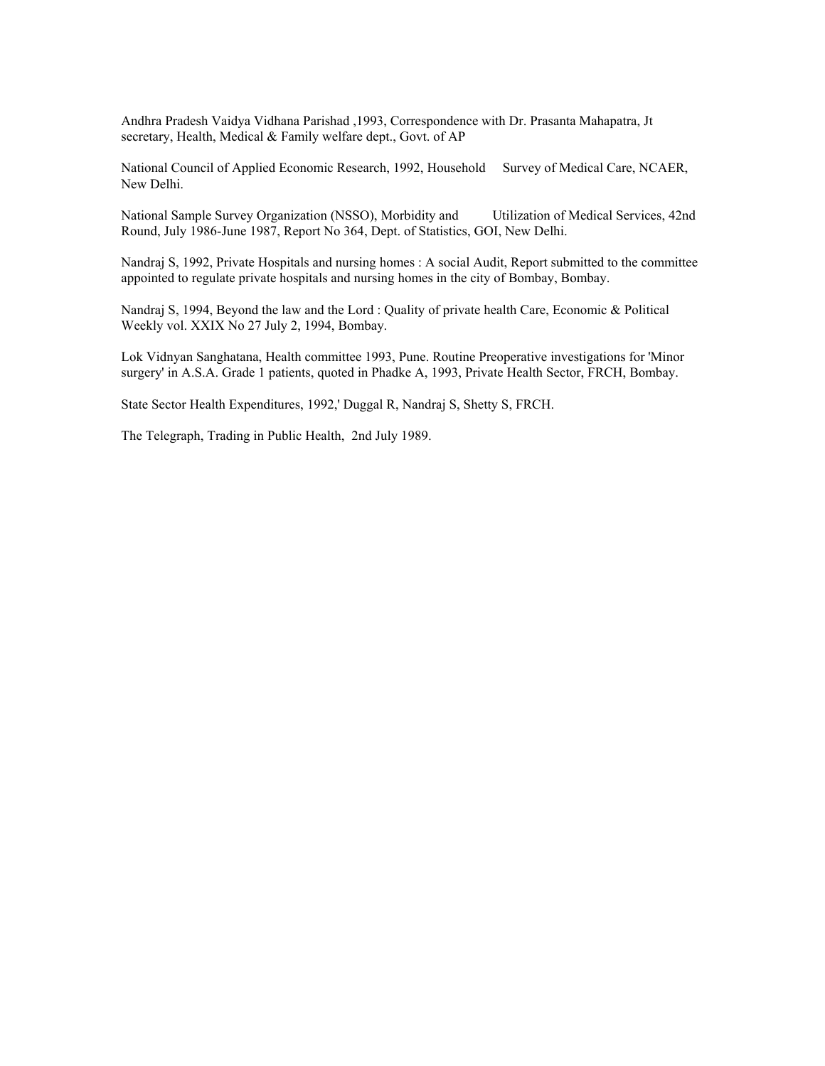Andhra Pradesh Vaidya Vidhana Parishad ,1993, Correspondence with Dr. Prasanta Mahapatra, Jt secretary, Health, Medical & Family welfare dept., Govt. of AP

National Council of Applied Economic Research, 1992, Household Survey of Medical Care, NCAER, New Delhi.

National Sample Survey Organization (NSSO), Morbidity and Utilization of Medical Services, 42nd Round, July 1986-June 1987, Report No 364, Dept. of Statistics, GOI, New Delhi.

Nandraj S, 1992, Private Hospitals and nursing homes : A social Audit, Report submitted to the committee appointed to regulate private hospitals and nursing homes in the city of Bombay, Bombay.

Nandraj S, 1994, Beyond the law and the Lord : Quality of private health Care, Economic & Political Weekly vol. XXIX No 27 July 2, 1994, Bombay.

Lok Vidnyan Sanghatana, Health committee 1993, Pune. Routine Preoperative investigations for 'Minor surgery' in A.S.A. Grade 1 patients, quoted in Phadke A, 1993, Private Health Sector, FRCH, Bombay.

State Sector Health Expenditures, 1992,' Duggal R, Nandraj S, Shetty S, FRCH.

The Telegraph, Trading in Public Health, 2nd July 1989.